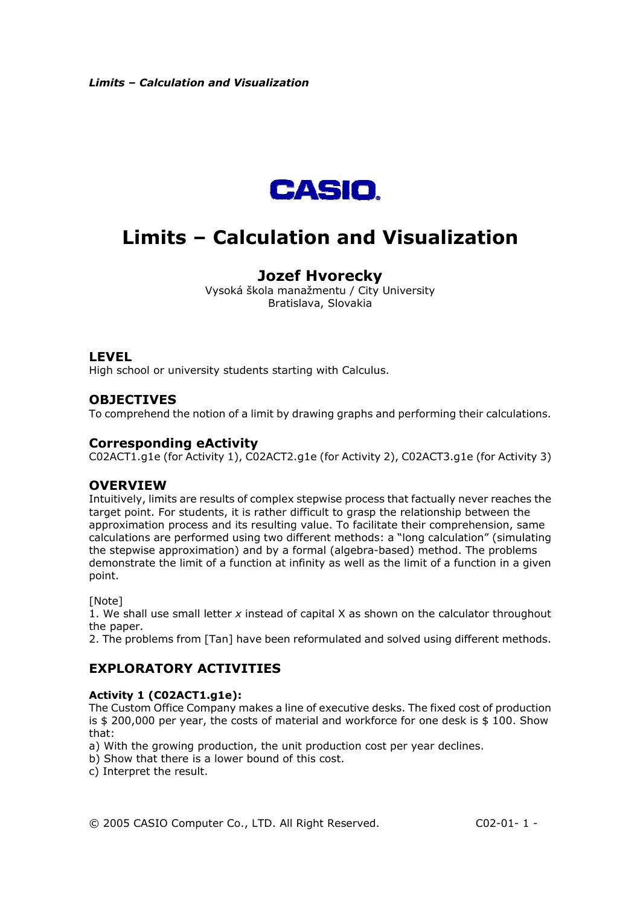# Limits – Calculation and Visualization

## Jozef Hvorecky

Vysoká škola manažmentu / City University
Bratislava, Slovakia

### LEVEL

High school or university students starting with Calculus.

### OBJECTIVES

To comprehend the notion of a limit by drawing graphs and performing their calculations.

### Corresponding eActivity

C02ACT1.g1e (for Activity 1), C02ACT2.g1e (for Activity 2), C02ACT3.g1e (for Activity 3)

### OVERVIEW

Intuitively, limits are results of complex stepwise process that factually never reaches the target point. For students, it is rather difficult to grasp the relationship between the approximation process and its resulting value. To facilitate their comprehension, same calculations are performed using two different methods: a "long calculation" (simulating the stepwise approximation) and by a formal (algebra-based) method. The problems demonstrate the limit of a function at infinity as well as the limit of a function in a given point.

[Note]
1. We shall use small letter *x* instead of capital X as shown on the calculator throughout the paper.
2. The problems from [Tan] have been reformulated and solved using different methods.

### EXPLORATORY ACTIVITIES

**Activity 1 (C02ACT1.g1e):**
The Custom Office Company makes a line of executive desks. The fixed cost of production is \$ 200,000 per year, the costs of material and workforce for one desk is \$ 100. Show that:
a) With the growing production, the unit production cost per year declines.
b) Show that there is a lower bound of this cost.
c) Interpret the result.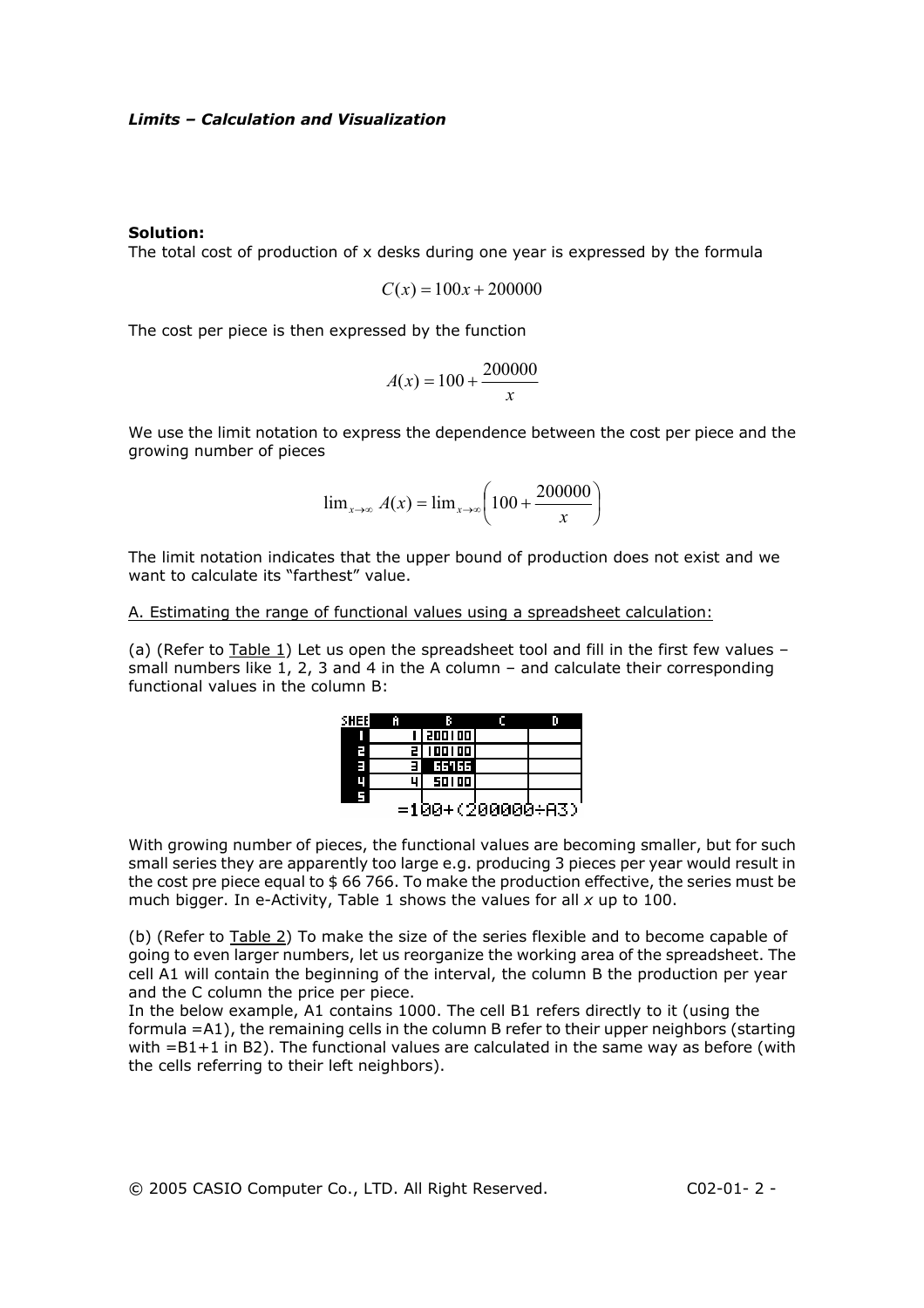**Solution:**

The total cost of production of x desks during one year is expressed by the formula

$$C(x) = 100x + 200000$$

The cost per piece is then expressed by the function

$$A(x) = 100 + \frac{200000}{x}$$

We use the limit notation to express the dependence between the cost per piece and the growing number of pieces

$$\lim_{x \to \infty} A(x) = \lim_{x \to \infty} \left( 100 + \frac{200000}{x} \right)$$

The limit notation indicates that the upper bound of production does not exist and we want to calculate its "farthest" value.

A. Estimating the range of functional values using a spreadsheet calculation:

(a) (Refer to Table 1) Let us open the spreadsheet tool and fill in the first few values – small numbers like 1, 2, 3 and 4 in the A column – and calculate their corresponding functional values in the column B:

| SHEET | A | B | C | D |
|---|---|---|---|---|
| 1 | 1 | 200100 | | |
| 2 | 2 | 100100 | | |
| 3 | 3 | 66766 | | |
| 4 | 4 | 50100 | | |
| 5 | | | | |

=100+(200000÷A3)

With growing number of pieces, the functional values are becoming smaller, but for such small series they are apparently too large e.g. producing 3 pieces per year would result in the cost pre piece equal to $ 66 766. To make the production effective, the series must be much bigger. In e-Activity, Table 1 shows the values for all *x* up to 100.

(b) (Refer to Table 2) To make the size of the series flexible and to become capable of going to even larger numbers, let us reorganize the working area of the spreadsheet. The cell A1 will contain the beginning of the interval, the column B the production per year and the C column the price per piece.

In the below example, A1 contains 1000. The cell B1 refers directly to it (using the formula =A1), the remaining cells in the column B refer to their upper neighbors (starting with =B1+1 in B2). The functional values are calculated in the same way as before (with the cells referring to their left neighbors).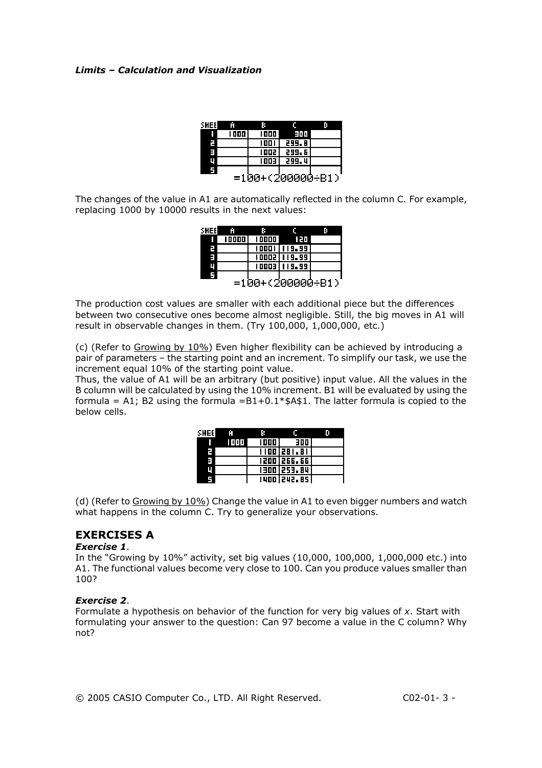| SHEE | A | B | C | D |
|---|---|---|---|---|
| 1 | 1000 | 1000 | 300 | |
| 2 | | 1001 | 299.8 | |
| 3 | | 1002 | 299.6 | |
| 4 | | 1003 | 299.4 | |
| 5 | | | | |

=100+(200000÷B1)

The changes of the value in A1 are automatically reflected in the column C. For example, replacing 1000 by 10000 results in the next values:

| SHEE | A | B | C | D |
|---|---|---|---|---|
| 1 | 10000 | 10000 | 120 | |
| 2 | | 10001 | 119.99 | |
| 3 | | 10002 | 119.99 | |
| 4 | | 10003 | 119.99 | |
| 5 | | | | |

=100+(200000÷B1)

The production cost values are smaller with each additional piece but the differences between two consecutive ones become almost negligible. Still, the big moves in A1 will result in observable changes in them. (Try 100,000, 1,000,000, etc.)

(c) (Refer to Growing by 10%) Even higher flexibility can be achieved by introducing a pair of parameters – the starting point and an increment. To simplify our task, we use the increment equal 10% of the starting point value.
Thus, the value of A1 will be an arbitrary (but positive) input value. All the values in the B column will be calculated by using the 10% increment. B1 will be evaluated by using the formula = A1; B2 using the formula =B1+0.1*$A$1. The latter formula is copied to the below cells.

| SHEE | A | B | C | D |
|---|---|---|---|---|
| 1 | 1000 | 1000 | 300 | |
| 2 | | 1100 | 281.81 | |
| 3 | | 1200 | 266.66 | |
| 4 | | 1300 | 253.84 | |
| 5 | | 1400 | 242.85 | |

(d) (Refer to Growing by 10%) Change the value in A1 to even bigger numbers and watch what happens in the column C. Try to generalize your observations.

## EXERCISES A

***Exercise 1***.

In the "Growing by 10%" activity, set big values (10,000, 100,000, 1,000,000 etc.) into A1. The functional values become very close to 100. Can you produce values smaller than 100?

***Exercise 2***.

Formulate a hypothesis on behavior of the function for very big values of $x$. Start with formulating your answer to the question: Can 97 become a value in the C column? Why not?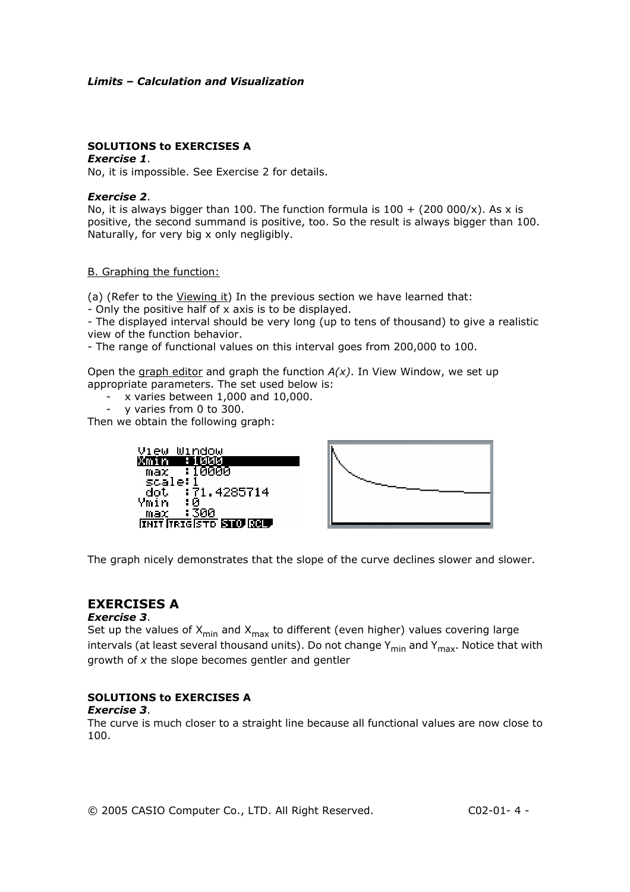***Limits – Calculation and Visualization***

**SOLUTIONS to EXERCISES A**

***Exercise 1***.

No, it is impossible. See Exercise 2 for details.

***Exercise 2***.

No, it is always bigger than 100. The function formula is 100 + (200 000/x). As x is positive, the second summand is positive, too. So the result is always bigger than 100. Naturally, for very big x only negligibly.

B. Graphing the function:

(a) (Refer to the Viewing it) In the previous section we have learned that:

- Only the positive half of x axis is to be displayed.
- The displayed interval should be very long (up to tens of thousand) to give a realistic view of the function behavior.
- The range of functional values on this interval goes from 200,000 to 100.

Open the graph editor and graph the function *A(x)*. In View Window, we set up appropriate parameters. The set used below is:

- x varies between 1,000 and 10,000.
- y varies from 0 to 300.

Then we obtain the following graph:

```
View Window
Xmin  :1000
 max  :10000
 scale:1
 dot  :71.4285714
Ymin  :0
 max  :300
INIT TRIG STD STO RCL
```

The graph nicely demonstrates that the slope of the curve declines slower and slower.

## EXERCISES A

***Exercise 3***.

Set up the values of $X_{min}$ and $X_{max}$ to different (even higher) values covering large intervals (at least several thousand units). Do not change $Y_{min}$ and $Y_{max}$. Notice that with growth of *x* the slope becomes gentler and gentler

**SOLUTIONS to EXERCISES A**

***Exercise 3***.

The curve is much closer to a straight line because all functional values are now close to 100.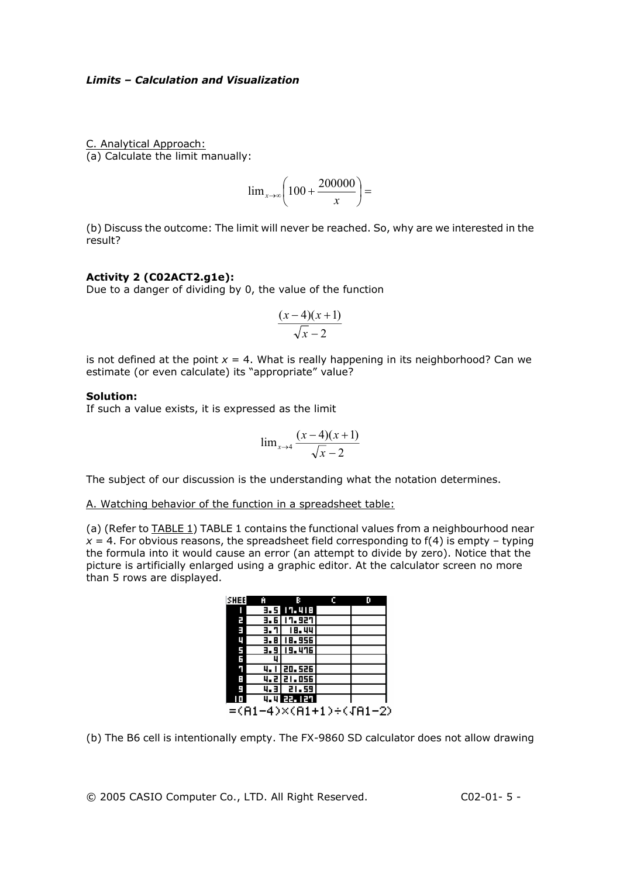C. Analytical Approach:

(a) Calculate the limit manually:

$$\lim_{x\to\infty}\left(100+\frac{200000}{x}\right)=$$

(b) Discuss the outcome: The limit will never be reached. So, why are we interested in the result?

**Activity 2 (C02ACT2.g1e):**

Due to a danger of dividing by 0, the value of the function

$$\frac{(x-4)(x+1)}{\sqrt{x}-2}$$

is not defined at the point $x = 4$. What is really happening in its neighborhood? Can we estimate (or even calculate) its "appropriate" value?

**Solution:**

If such a value exists, it is expressed as the limit

$$\lim_{x\to 4}\frac{(x-4)(x+1)}{\sqrt{x}-2}$$

The subject of our discussion is the understanding what the notation determines.

A. Watching behavior of the function in a spreadsheet table:

(a) (Refer to TABLE 1) TABLE 1 contains the functional values from a neighbourhood near $x = 4$. For obvious reasons, the spreadsheet field corresponding to f(4) is empty – typing the formula into it would cause an error (an attempt to divide by zero). Notice that the picture is artificially enlarged using a graphic editor. At the calculator screen no more than 5 rows are displayed.

| SHEE | A | B | C | D |
|---|---|---|---|---|
| 1 | 3.5 | 17.418 | | |
| 2 | 3.6 | 17.927 | | |
| 3 | 3.7 | 18.44 | | |
| 4 | 3.8 | 18.956 | | |
| 5 | 3.9 | 19.476 | | |
| 6 | 4 | | | |
| 7 | 4.1 | 20.526 | | |
| 8 | 4.2 | 21.056 | | |
| 9 | 4.3 | 21.59 | | |
| 10 | 4.4 | 22.127 | | |

=(A1−4)×(A1+1)÷(√A1−2)

(b) The B6 cell is intentionally empty. The FX-9860 SD calculator does not allow drawing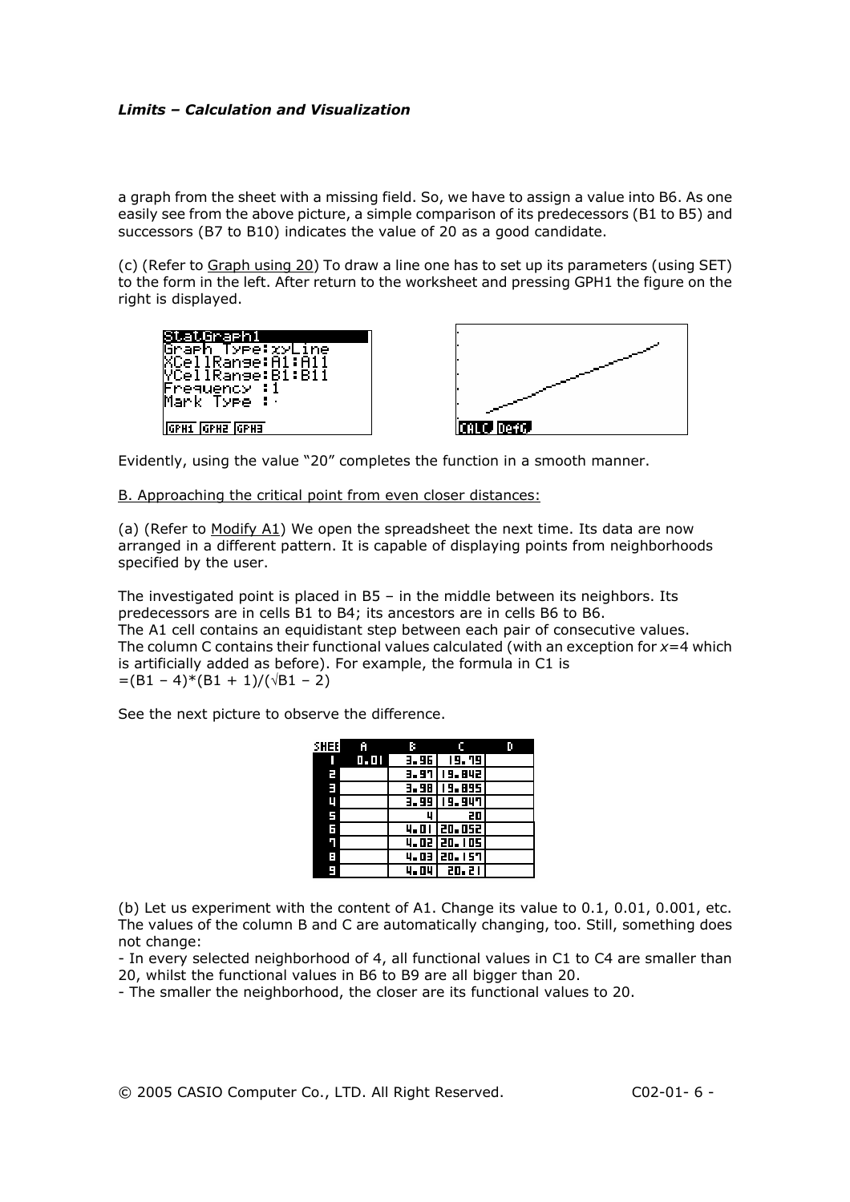a graph from the sheet with a missing field. So, we have to assign a value into B6. As one easily see from the above picture, a simple comparison of its predecessors (B1 to B5) and successors (B7 to B10) indicates the value of 20 as a good candidate.

(c) (Refer to Graph using 20) To draw a line one has to set up its parameters (using SET) to the form in the left. After return to the worksheet and pressing GPH1 the figure on the right is displayed.

```
StatGraph1
Graph Type:xyLine
XCellRange:A1:A11
YCellRange:B1:B11
Frequency :1
Mark Type :·
GPH1 GPH2 GPH3
```

Evidently, using the value "20" completes the function in a smooth manner.

B. Approaching the critical point from even closer distances:

(a) (Refer to Modify A1) We open the spreadsheet the next time. Its data are now arranged in a different pattern. It is capable of displaying points from neighborhoods specified by the user.

The investigated point is placed in B5 – in the middle between its neighbors. Its predecessors are in cells B1 to B4; its ancestors are in cells B6 to B6.
The A1 cell contains an equidistant step between each pair of consecutive values.
The column C contains their functional values calculated (with an exception for $x=4$ which is artificially added as before). For example, the formula in C1 is
=(B1 – 4)*(B1 + 1)/(√B1 – 2)

See the next picture to observe the difference.

| SHEE | A | B | C | D |
|---|---|---|---|---|
| 1 | 0.01 | 3.96 | 19.79 | |
| 2 | | 3.97 | 19.842 | |
| 3 | | 3.98 | 19.895 | |
| 4 | | 3.99 | 19.947 | |
| 5 | | 4 | 20 | |
| 6 | | 4.01 | 20.052 | |
| 7 | | 4.02 | 20.105 | |
| 8 | | 4.03 | 20.157 | |
| 9 | | 4.04 | 20.21 | |

(b) Let us experiment with the content of A1. Change its value to 0.1, 0.01, 0.001, etc. The values of the column B and C are automatically changing, too. Still, something does not change:
- In every selected neighborhood of 4, all functional values in C1 to C4 are smaller than 20, whilst the functional values in B6 to B9 are all bigger than 20.
- The smaller the neighborhood, the closer are its functional values to 20.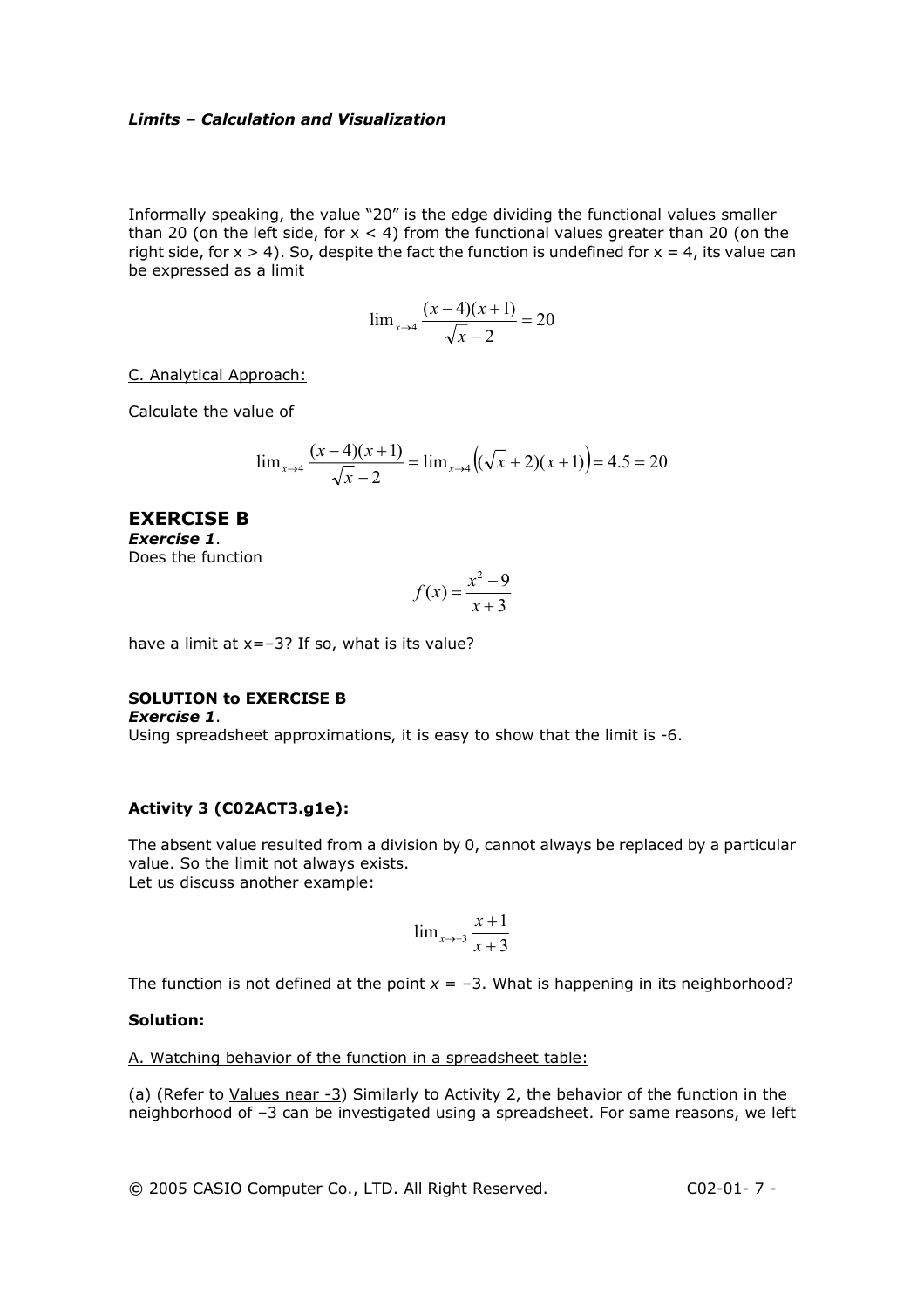Informally speaking, the value “20” is the edge dividing the functional values smaller than 20 (on the left side, for $x < 4$) from the functional values greater than 20 (on the right side, for $x > 4$). So, despite the fact the function is undefined for $x = 4$, its value can be expressed as a limit

$$\lim_{x \to 4} \frac{(x-4)(x+1)}{\sqrt{x}-2} = 20$$

C. Analytical Approach:

Calculate the value of

$$\lim_{x \to 4} \frac{(x-4)(x+1)}{\sqrt{x}-2} = \lim_{x \to 4} \left((\sqrt{x}+2)(x+1)\right) = 4.5 = 20$$

## EXERCISE B

***Exercise 1***.
Does the function

$$f(x) = \frac{x^2 - 9}{x + 3}$$

have a limit at $x=-3$? If so, what is its value?

### SOLUTION to EXERCISE B

***Exercise 1***.
Using spreadsheet approximations, it is easy to show that the limit is -6.

### Activity 3 (C02ACT3.g1e):

The absent value resulted from a division by 0, cannot always be replaced by a particular value. So the limit not always exists.
Let us discuss another example:

$$\lim_{x \to -3} \frac{x+1}{x+3}$$

The function is not defined at the point $x = -3$. What is happening in its neighborhood?

**Solution:**

A. Watching behavior of the function in a spreadsheet table:

(a) (Refer to Values near -3) Similarly to Activity 2, the behavior of the function in the neighborhood of $-3$ can be investigated using a spreadsheet. For same reasons, we left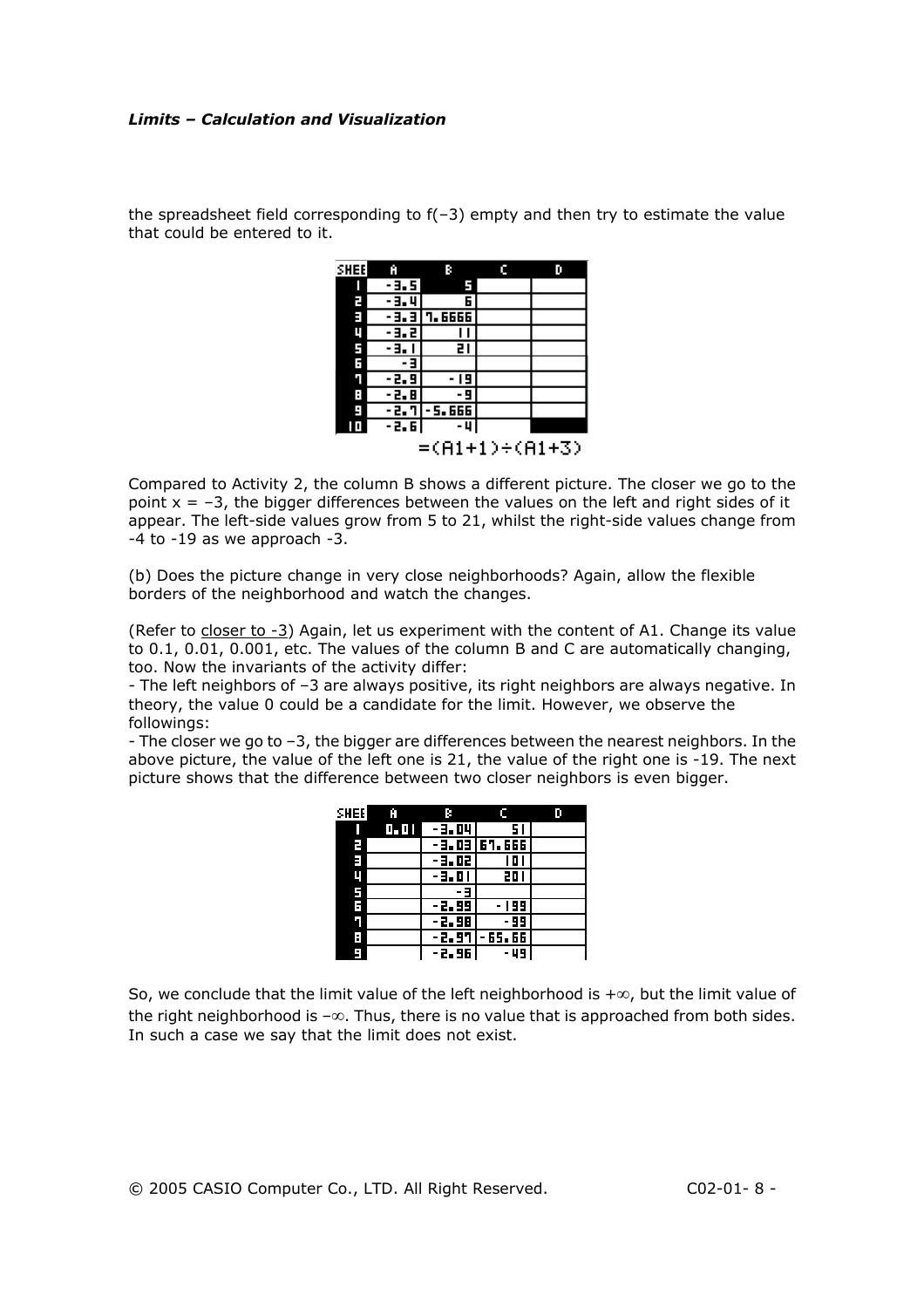the spreadsheet field corresponding to f(–3) empty and then try to estimate the value that could be entered to it.

| SHEE | A | B | C | D |
|---|---|---|---|---|
| 1 | -3.5 | 5 | | |
| 2 | -3.4 | 6 | | |
| 3 | -3.3 | 7.6666 | | |
| 4 | -3.2 | 11 | | |
| 5 | -3.1 | 21 | | |
| 6 | -3 | | | |
| 7 | -2.9 | -19 | | |
| 8 | -2.8 | -9 | | |
| 9 | -2.7 | -5.666 | | |
| 10 | -2.6 | -4 | | |

=(A1+1)÷(A1+3)

Compared to Activity 2, the column B shows a different picture. The closer we go to the point x = –3, the bigger differences between the values on the left and right sides of it appear. The left-side values grow from 5 to 21, whilst the right-side values change from -4 to -19 as we approach -3.

(b) Does the picture change in very close neighborhoods? Again, allow the flexible borders of the neighborhood and watch the changes.

(Refer to closer to -3) Again, let us experiment with the content of A1. Change its value to 0.1, 0.01, 0.001, etc. The values of the column B and C are automatically changing, too. Now the invariants of the activity differ:

- The left neighbors of –3 are always positive, its right neighbors are always negative. In theory, the value 0 could be a candidate for the limit. However, we observe the followings:
- The closer we go to –3, the bigger are differences between the nearest neighbors. In the above picture, the value of the left one is 21, the value of the right one is -19. The next picture shows that the difference between two closer neighbors is even bigger.

| SHEE | A | B | C | D |
|---|---|---|---|---|
| 1 | 0.01 | -3.04 | 51 | |
| 2 | | -3.03 | 67.666 | |
| 3 | | -3.02 | 101 | |
| 4 | | -3.01 | 201 | |
| 5 | | -3 | | |
| 6 | | -2.99 | -199 | |
| 7 | | -2.98 | -99 | |
| 8 | | -2.97 | -65.66 | |
| 9 | | -2.96 | -49 | |

So, we conclude that the limit value of the left neighborhood is $+\infty$, but the limit value of the right neighborhood is $-\infty$. Thus, there is no value that is approached from both sides. In such a case we say that the limit does not exist.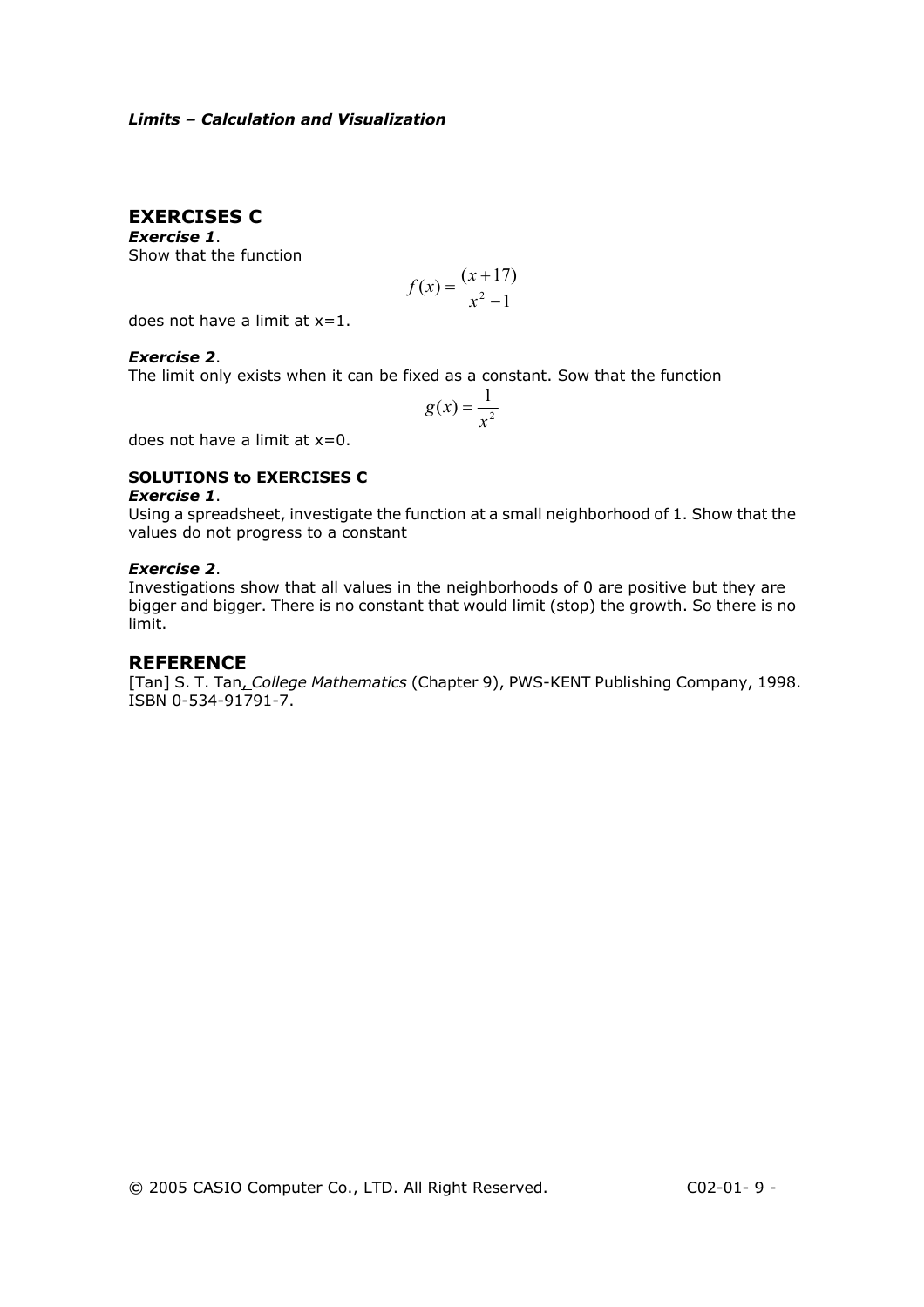## EXERCISES C

***Exercise 1***.

Show that the function

$$f(x) = \frac{(x+17)}{x^2 - 1}$$

does not have a limit at x=1.

***Exercise 2***.

The limit only exists when it can be fixed as a constant. Sow that the function

$$g(x) = \frac{1}{x^2}$$

does not have a limit at x=0.

**SOLUTIONS to EXERCISES C**

***Exercise 1***.

Using a spreadsheet, investigate the function at a small neighborhood of 1. Show that the values do not progress to a constant

***Exercise 2***.

Investigations show that all values in the neighborhoods of 0 are positive but they are bigger and bigger. There is no constant that would limit (stop) the growth. So there is no limit.

## REFERENCE

[Tan] S. T. Tan, *College Mathematics* (Chapter 9), PWS-KENT Publishing Company, 1998. ISBN 0-534-91791-7.